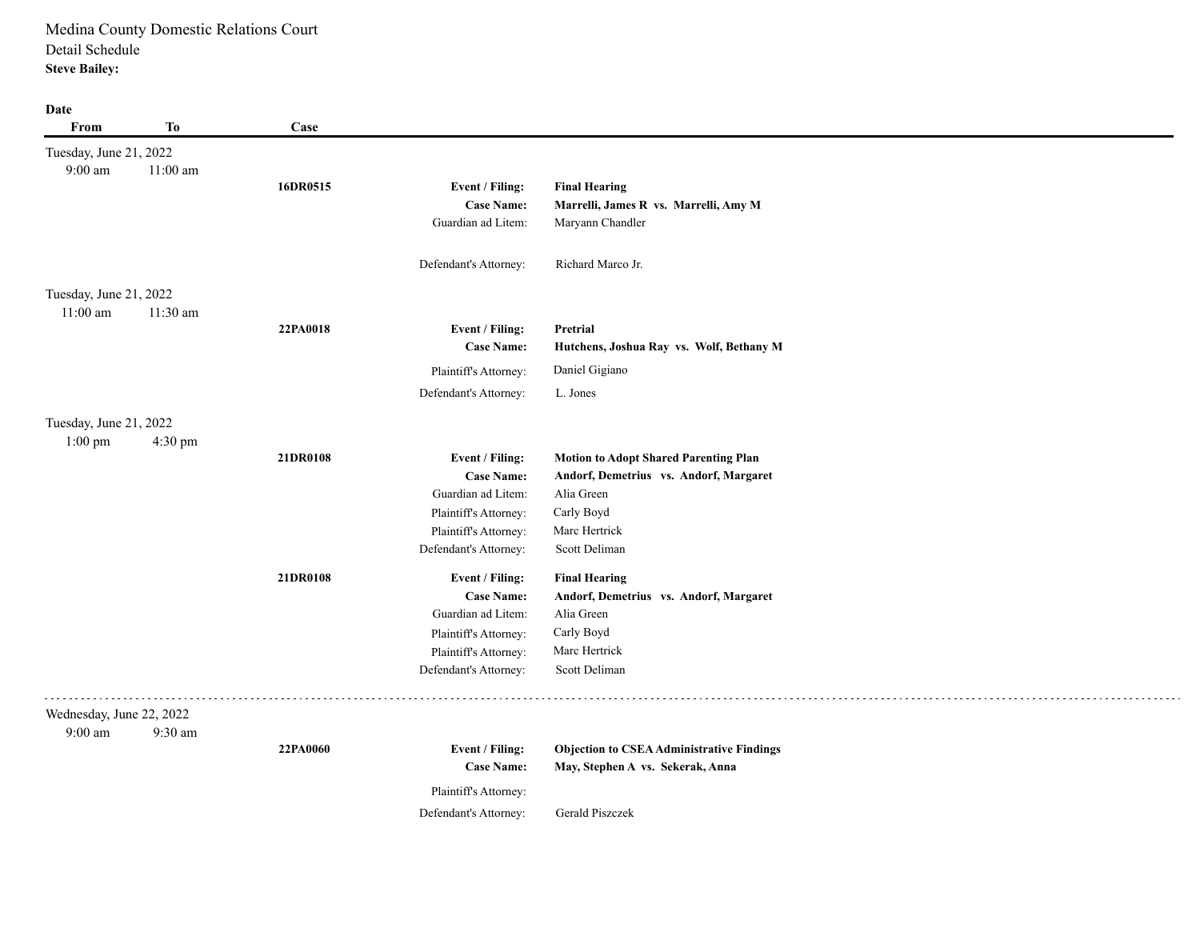Medina County Domestic Relations Court

Detail Schedule

**Steve Bailey:**

| Date From | To | Case | | |
|---|---|---|---|---|
| **Tuesday, June 21, 2022** | | | | |
| 9:00 am | 11:00 am | | | |
| | | **16DR0515** | **Event / Filing:** | **Final Hearing** |
| | | | **Case Name:** | **Marrelli, James R vs. Marrelli, Amy M** |
| | | | Guardian ad Litem: | Maryann Chandler |
| | | | Defendant's Attorney: | Richard Marco Jr. |
| **Tuesday, June 21, 2022** | | | | |
| 11:00 am | 11:30 am | | | |
| | | **22PA0018** | **Event / Filing:** | **Pretrial** |
| | | | **Case Name:** | **Hutchens, Joshua Ray vs. Wolf, Bethany M** |
| | | | Plaintiff's Attorney: | Daniel Gigiano |
| | | | Defendant's Attorney: | L. Jones |
| **Tuesday, June 21, 2022** | | | | |
| 1:00 pm | 4:30 pm | | | |
| | | **21DR0108** | **Event / Filing:** | **Motion to Adopt Shared Parenting Plan** |
| | | | **Case Name:** | **Andorf, Demetrius vs. Andorf, Margaret** |
| | | | Guardian ad Litem: | Alia Green |
| | | | Plaintiff's Attorney: | Carly Boyd |
| | | | Plaintiff's Attorney: | Marc Hertrick |
| | | | Defendant's Attorney: | Scott Deliman |
| | | **21DR0108** | **Event / Filing:** | **Final Hearing** |
| | | | **Case Name:** | **Andorf, Demetrius vs. Andorf, Margaret** |
| | | | Guardian ad Litem: | Alia Green |
| | | | Plaintiff's Attorney: | Carly Boyd |
| | | | Plaintiff's Attorney: | Marc Hertrick |
| | | | Defendant's Attorney: | Scott Deliman |
| **Wednesday, June 22, 2022** | | | | |
| 9:00 am | 9:30 am | | | |
| | | **22PA0060** | **Event / Filing:** | **Objection to CSEA Administrative Findings** |
| | | | **Case Name:** | **May, Stephen A vs. Sekerak, Anna** |
| | | | Plaintiff's Attorney: | |
| | | | Defendant's Attorney: | Gerald Piszczek |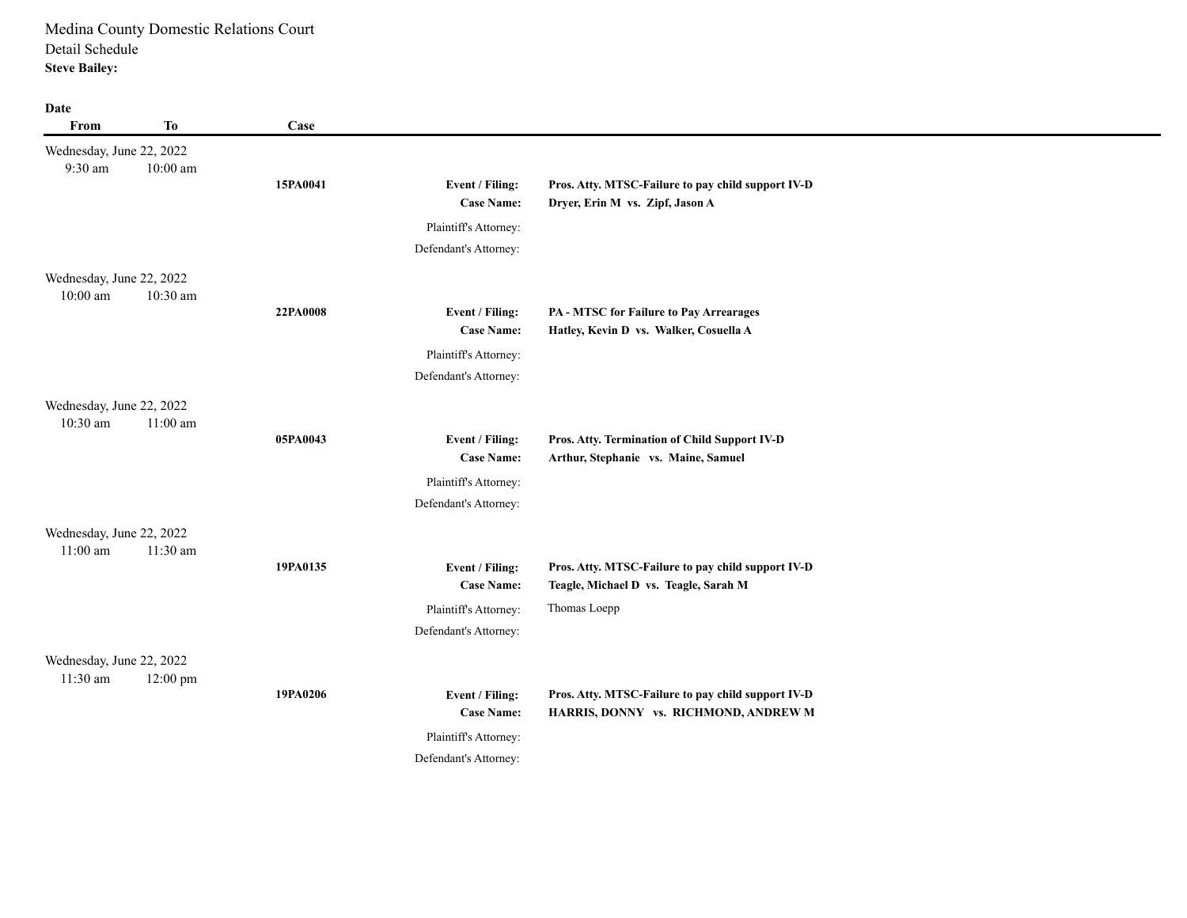Medina County Domestic Relations Court

Detail Schedule

**Steve Bailey:**

| Date From | To | Case | | |
|---|---|---|---|---|
| Wednesday, June 22, 2022 | | | | |
| 9:30 am | 10:00 am | **15PA0041** | **Event / Filing:** | **Pros. Atty. MTSC-Failure to pay child support IV-D** |
| | | | **Case Name:** | **Dryer, Erin M vs. Zipf, Jason A** |
| | | | Plaintiff's Attorney: | |
| | | | Defendant's Attorney: | |
| Wednesday, June 22, 2022 | | | | |
| 10:00 am | 10:30 am | **22PA0008** | **Event / Filing:** | **PA - MTSC for Failure to Pay Arrearages** |
| | | | **Case Name:** | **Hatley, Kevin D vs. Walker, Cosuella A** |
| | | | Plaintiff's Attorney: | |
| | | | Defendant's Attorney: | |
| Wednesday, June 22, 2022 | | | | |
| 10:30 am | 11:00 am | **05PA0043** | **Event / Filing:** | **Pros. Atty. Termination of Child Support IV-D** |
| | | | **Case Name:** | **Arthur, Stephanie vs. Maine, Samuel** |
| | | | Plaintiff's Attorney: | |
| | | | Defendant's Attorney: | |
| Wednesday, June 22, 2022 | | | | |
| 11:00 am | 11:30 am | **19PA0135** | **Event / Filing:** | **Pros. Atty. MTSC-Failure to pay child support IV-D** |
| | | | **Case Name:** | **Teagle, Michael D vs. Teagle, Sarah M** |
| | | | Plaintiff's Attorney: | Thomas Loepp |
| | | | Defendant's Attorney: | |
| Wednesday, June 22, 2022 | | | | |
| 11:30 am | 12:00 pm | **19PA0206** | **Event / Filing:** | **Pros. Atty. MTSC-Failure to pay child support IV-D** |
| | | | **Case Name:** | **HARRIS, DONNY vs. RICHMOND, ANDREW M** |
| | | | Plaintiff's Attorney: | |
| | | | Defendant's Attorney: | |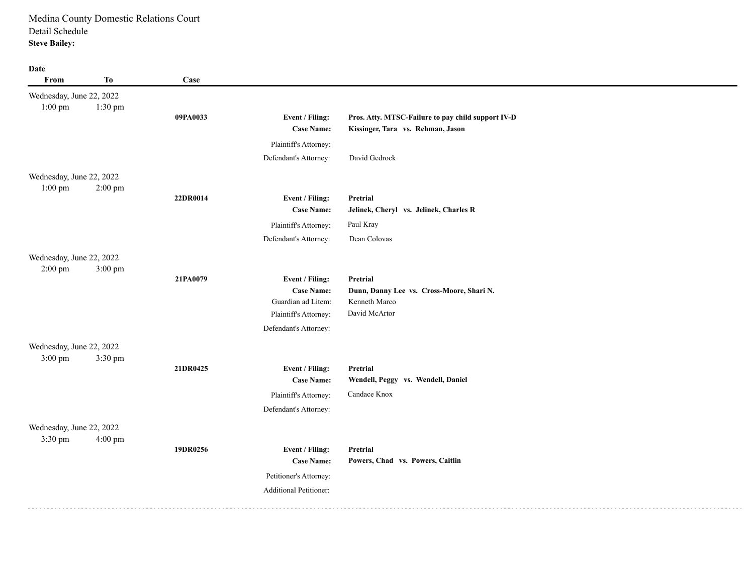Medina County Domestic Relations Court

Detail Schedule

**Steve Bailey:**

| Date From | To | Case | | |
|---|---|---|---|---|
| Wednesday, June 22, 2022 | | | | |
| 1:00 pm | 1:30 pm | **09PA0033** | **Event / Filing:** | **Pros. Atty. MTSC-Failure to pay child support IV-D** |
| | | | **Case Name:** | **Kissinger, Tara vs. Rehman, Jason** |
| | | | Plaintiff's Attorney: | |
| | | | Defendant's Attorney: | David Gedrock |
| Wednesday, June 22, 2022 | | | | |
| 1:00 pm | 2:00 pm | **22DR0014** | **Event / Filing:** | **Pretrial** |
| | | | **Case Name:** | **Jelinek, Cheryl vs. Jelinek, Charles R** |
| | | | Plaintiff's Attorney: | Paul Kray |
| | | | Defendant's Attorney: | Dean Colovas |
| Wednesday, June 22, 2022 | | | | |
| 2:00 pm | 3:00 pm | **21PA0079** | **Event / Filing:** | **Pretrial** |
| | | | **Case Name:** | **Dunn, Danny Lee vs. Cross-Moore, Shari N.** |
| | | | Guardian ad Litem: | Kenneth Marco |
| | | | Plaintiff's Attorney: | David McArtor |
| | | | Defendant's Attorney: | |
| Wednesday, June 22, 2022 | | | | |
| 3:00 pm | 3:30 pm | **21DR0425** | **Event / Filing:** | **Pretrial** |
| | | | **Case Name:** | **Wendell, Peggy vs. Wendell, Daniel** |
| | | | Plaintiff's Attorney: | Candace Knox |
| | | | Defendant's Attorney: | |
| Wednesday, June 22, 2022 | | | | |
| 3:30 pm | 4:00 pm | **19DR0256** | **Event / Filing:** | **Pretrial** |
| | | | **Case Name:** | **Powers, Chad vs. Powers, Caitlin** |
| | | | Petitioner's Attorney: | |
| | | | Additional Petitioner: | |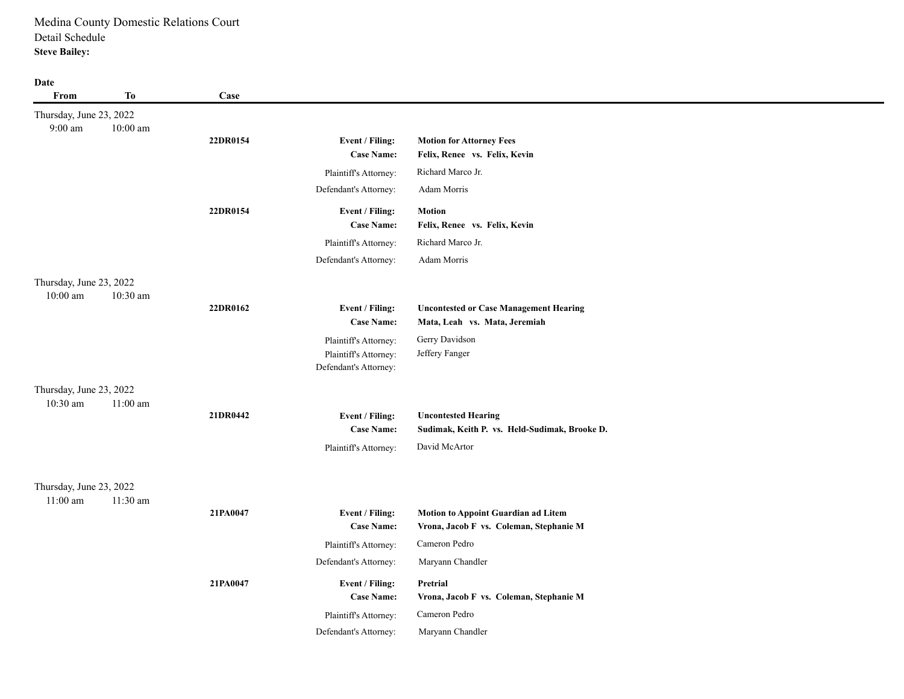Medina County Domestic Relations Court

Detail Schedule

**Steve Bailey:**

| Date From | To | Case | | |
|---|---|---|---|---|
| Thursday, June 23, 2022 | | | | |
| 9:00 am | 10:00 am | | | |
| | | **22DR0154** | **Event / Filing:** | **Motion for Attorney Fees** |
| | | | **Case Name:** | **Felix, Renee vs. Felix, Kevin** |
| | | | Plaintiff's Attorney: | Richard Marco Jr. |
| | | | Defendant's Attorney: | Adam Morris |
| | | **22DR0154** | **Event / Filing:** | **Motion** |
| | | | **Case Name:** | **Felix, Renee vs. Felix, Kevin** |
| | | | Plaintiff's Attorney: | Richard Marco Jr. |
| | | | Defendant's Attorney: | Adam Morris |
| Thursday, June 23, 2022 | | | | |
| 10:00 am | 10:30 am | | | |
| | | **22DR0162** | **Event / Filing:** | **Uncontested or Case Management Hearing** |
| | | | **Case Name:** | **Mata, Leah vs. Mata, Jeremiah** |
| | | | Plaintiff's Attorney: | Gerry Davidson |
| | | | Plaintiff's Attorney: | Jeffery Fanger |
| | | | Defendant's Attorney: | |
| Thursday, June 23, 2022 | | | | |
| 10:30 am | 11:00 am | | | |
| | | **21DR0442** | **Event / Filing:** | **Uncontested Hearing** |
| | | | **Case Name:** | **Sudimak, Keith P. vs. Held-Sudimak, Brooke D.** |
| | | | Plaintiff's Attorney: | David McArtor |
| Thursday, June 23, 2022 | | | | |
| 11:00 am | 11:30 am | | | |
| | | **21PA0047** | **Event / Filing:** | **Motion to Appoint Guardian ad Litem** |
| | | | **Case Name:** | **Vrona, Jacob F vs. Coleman, Stephanie M** |
| | | | Plaintiff's Attorney: | Cameron Pedro |
| | | | Defendant's Attorney: | Maryann Chandler |
| | | **21PA0047** | **Event / Filing:** | **Pretrial** |
| | | | **Case Name:** | **Vrona, Jacob F vs. Coleman, Stephanie M** |
| | | | Plaintiff's Attorney: | Cameron Pedro |
| | | | Defendant's Attorney: | Maryann Chandler |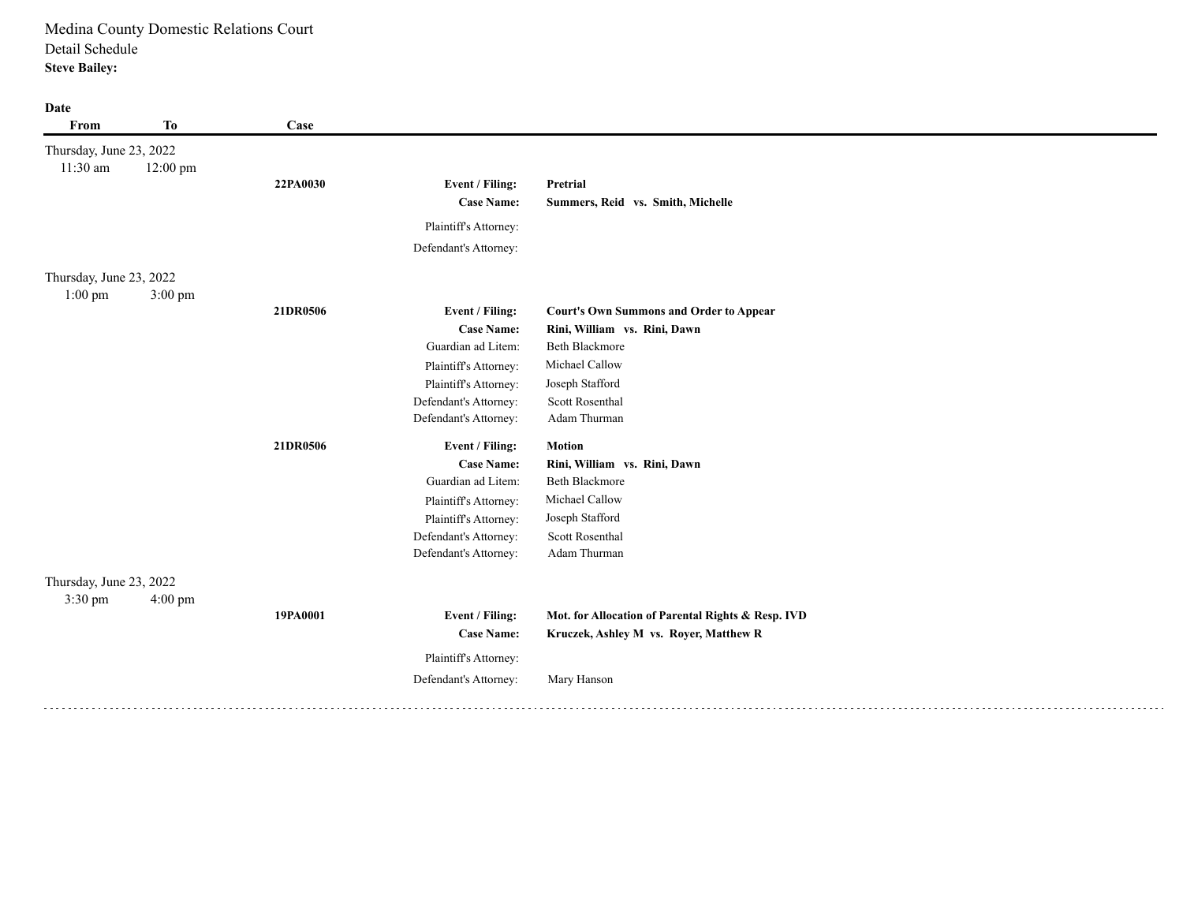Medina County Domestic Relations Court

Detail Schedule

**Steve Bailey:**

| Date From | To | Case | | |
|---|---|---|---|---|
| Thursday, June 23, 2022 | | | | |
| 11:30 am | 12:00 pm | **22PA0030** | **Event / Filing:** | **Pretrial** |
| | | | **Case Name:** | **Summers, Reid vs. Smith, Michelle** |
| | | | Plaintiff's Attorney: | |
| | | | Defendant's Attorney: | |
| Thursday, June 23, 2022 | | | | |
| 1:00 pm | 3:00 pm | **21DR0506** | **Event / Filing:** | **Court's Own Summons and Order to Appear** |
| | | | **Case Name:** | **Rini, William vs. Rini, Dawn** |
| | | | Guardian ad Litem: | Beth Blackmore |
| | | | Plaintiff's Attorney: | Michael Callow |
| | | | Plaintiff's Attorney: | Joseph Stafford |
| | | | Defendant's Attorney: | Scott Rosenthal |
| | | | Defendant's Attorney: | Adam Thurman |
| | | **21DR0506** | **Event / Filing:** | **Motion** |
| | | | **Case Name:** | **Rini, William vs. Rini, Dawn** |
| | | | Guardian ad Litem: | Beth Blackmore |
| | | | Plaintiff's Attorney: | Michael Callow |
| | | | Plaintiff's Attorney: | Joseph Stafford |
| | | | Defendant's Attorney: | Scott Rosenthal |
| | | | Defendant's Attorney: | Adam Thurman |
| Thursday, June 23, 2022 | | | | |
| 3:30 pm | 4:00 pm | **19PA0001** | **Event / Filing:** | **Mot. for Allocation of Parental Rights & Resp. IVD** |
| | | | **Case Name:** | **Kruczek, Ashley M vs. Royer, Matthew R** |
| | | | Plaintiff's Attorney: | |
| | | | Defendant's Attorney: | Mary Hanson |